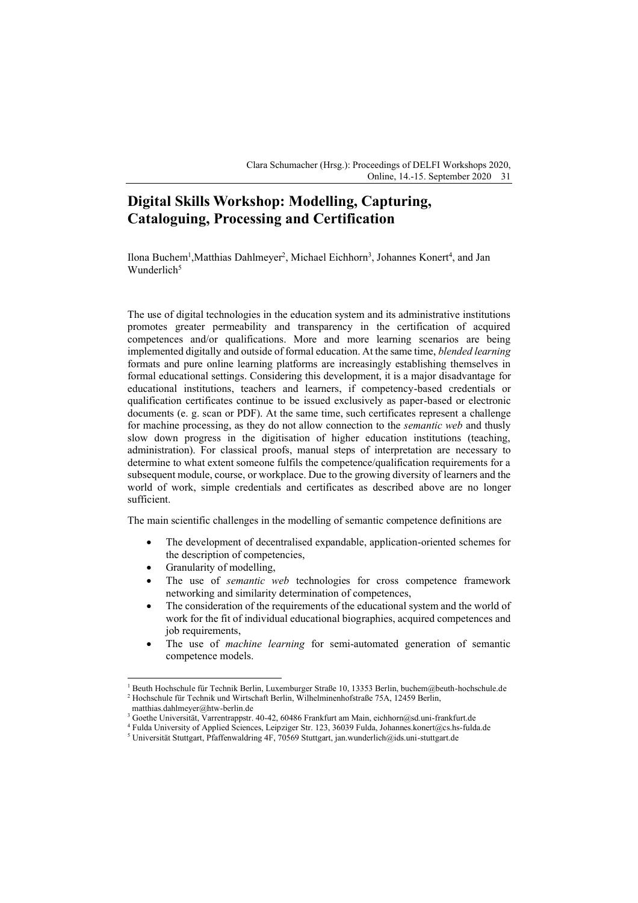# Digital Skills Workshop: Modelling, Capturing, Cataloguing, Processing and Certification

Ilona Buchem[1],Matthias Dahlmeyer[2], Michael Eichhorn[3], Johannes Konert[4], and Jan Wunderlich[5]

The use of digital technologies in the education system and its administrative institutions promotes greater permeability and transparency in the certification of acquired competences and/or qualifications. More and more learning scenarios are being implemented digitally and outside of formal education. At the same time, *blended learning* formats and pure online learning platforms are increasingly establishing themselves in formal educational settings. Considering this development, it is a major disadvantage for educational institutions, teachers and learners, if competency-based credentials or qualification certificates continue to be issued exclusively as paper-based or electronic documents (e. g. scan or PDF). At the same time, such certificates represent a challenge for machine processing, as they do not allow connection to the *semantic web* and thusly slow down progress in the digitisation of higher education institutions (teaching, administration). For classical proofs, manual steps of interpretation are necessary to determine to what extent someone fulfils the competence/qualification requirements for a subsequent module, course, or workplace. Due to the growing diversity of learners and the world of work, simple credentials and certificates as described above are no longer sufficient.

The main scientific challenges in the modelling of semantic competence definitions are

- The development of decentralised expandable, application-oriented schemes for the description of competencies,
- Granularity of modelling,
- The use of *semantic web* technologies for cross competence framework networking and similarity determination of competences,
- The consideration of the requirements of the educational system and the world of work for the fit of individual educational biographies, acquired competences and job requirements,
- The use of *machine learning* for semi-automated generation of semantic competence models.

[1] Beuth Hochschule für Technik Berlin, Luxemburger Straße 10, 13353 Berlin, buchem@beuth-hochschule.de

[2] Hochschule für Technik und Wirtschaft Berlin, Wilhelminenhofstraße 75A, 12459 Berlin, matthias.dahlmeyer@htw-berlin.de

[3] Goethe Universität, Varrentrappstr. 40-42, 60486 Frankfurt am Main, eichhorn@sd.uni-frankfurt.de

[4] Fulda University of Applied Sciences, Leipziger Str. 123, 36039 Fulda, Johannes.konert@cs.hs-fulda.de

[5] Universität Stuttgart, Pfaffenwaldring 4F, 70569 Stuttgart, jan.wunderlich@ids.uni-stuttgart.de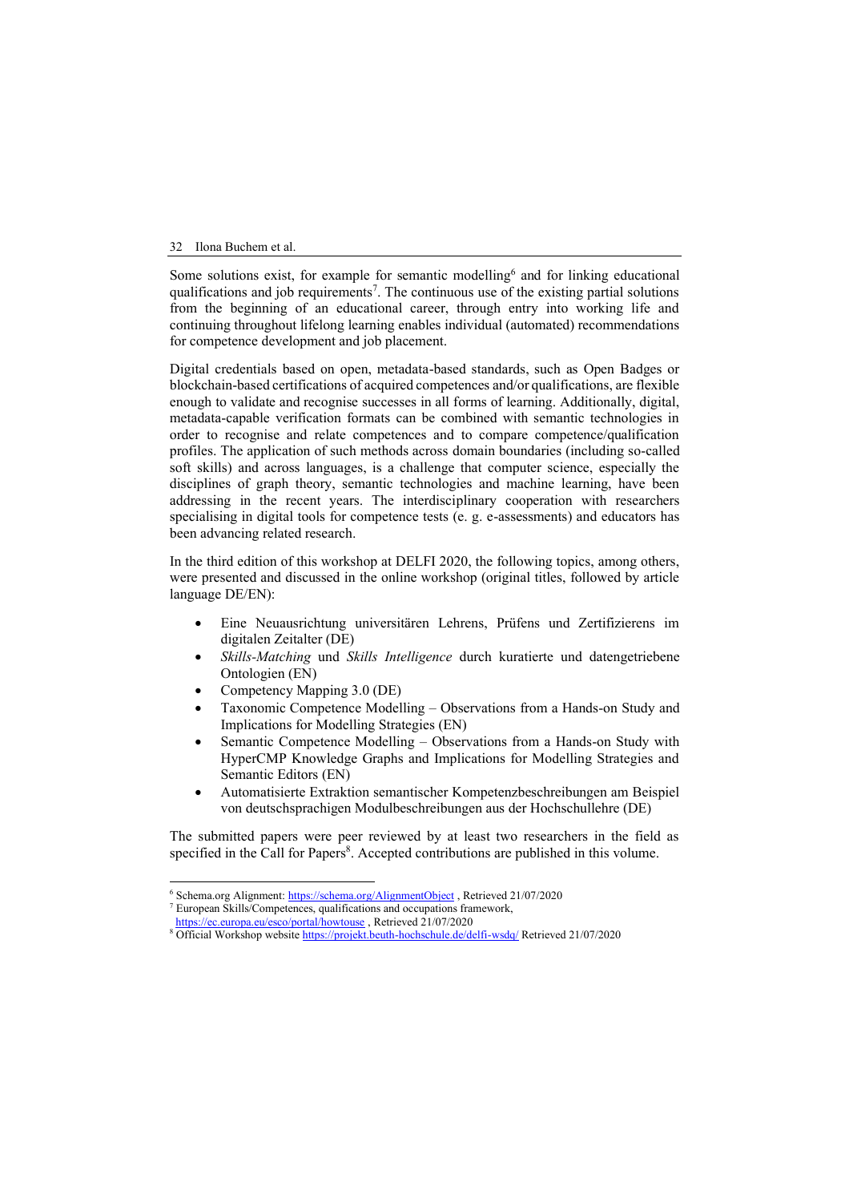Some solutions exist, for example for semantic modelling[6] and for linking educational qualifications and job requirements[7]. The continuous use of the existing partial solutions from the beginning of an educational career, through entry into working life and continuing throughout lifelong learning enables individual (automated) recommendations for competence development and job placement.

Digital credentials based on open, metadata-based standards, such as Open Badges or blockchain-based certifications of acquired competences and/or qualifications, are flexible enough to validate and recognise successes in all forms of learning. Additionally, digital, metadata-capable verification formats can be combined with semantic technologies in order to recognise and relate competences and to compare competence/qualification profiles. The application of such methods across domain boundaries (including so-called soft skills) and across languages, is a challenge that computer science, especially the disciplines of graph theory, semantic technologies and machine learning, have been addressing in the recent years. The interdisciplinary cooperation with researchers specialising in digital tools for competence tests (e. g. e-assessments) and educators has been advancing related research.

In the third edition of this workshop at DELFI 2020, the following topics, among others, were presented and discussed in the online workshop (original titles, followed by article language DE/EN):

- Eine Neuausrichtung universitären Lehrens, Prüfens und Zertifizierens im digitalen Zeitalter (DE)
- *Skills-Matching* und *Skills Intelligence* durch kuratierte und datengetriebene Ontologien (EN)
- Competency Mapping 3.0 (DE)
- Taxonomic Competence Modelling – Observations from a Hands-on Study and Implications for Modelling Strategies (EN)
- Semantic Competence Modelling – Observations from a Hands-on Study with HyperCMP Knowledge Graphs and Implications for Modelling Strategies and Semantic Editors (EN)
- Automatisierte Extraktion semantischer Kompetenzbeschreibungen am Beispiel von deutschsprachigen Modulbeschreibungen aus der Hochschullehre (DE)

The submitted papers were peer reviewed by at least two researchers in the field as specified in the Call for Papers[8]. Accepted contributions are published in this volume.

---

[6] Schema.org Alignment: https://schema.org/AlignmentObject , Retrieved 21/07/2020

[7] European Skills/Competences, qualifications and occupations framework, https://ec.europa.eu/esco/portal/howtouse , Retrieved 21/07/2020

[8] Official Workshop website https://projekt.beuth-hochschule.de/delfi-wsdq/ Retrieved 21/07/2020